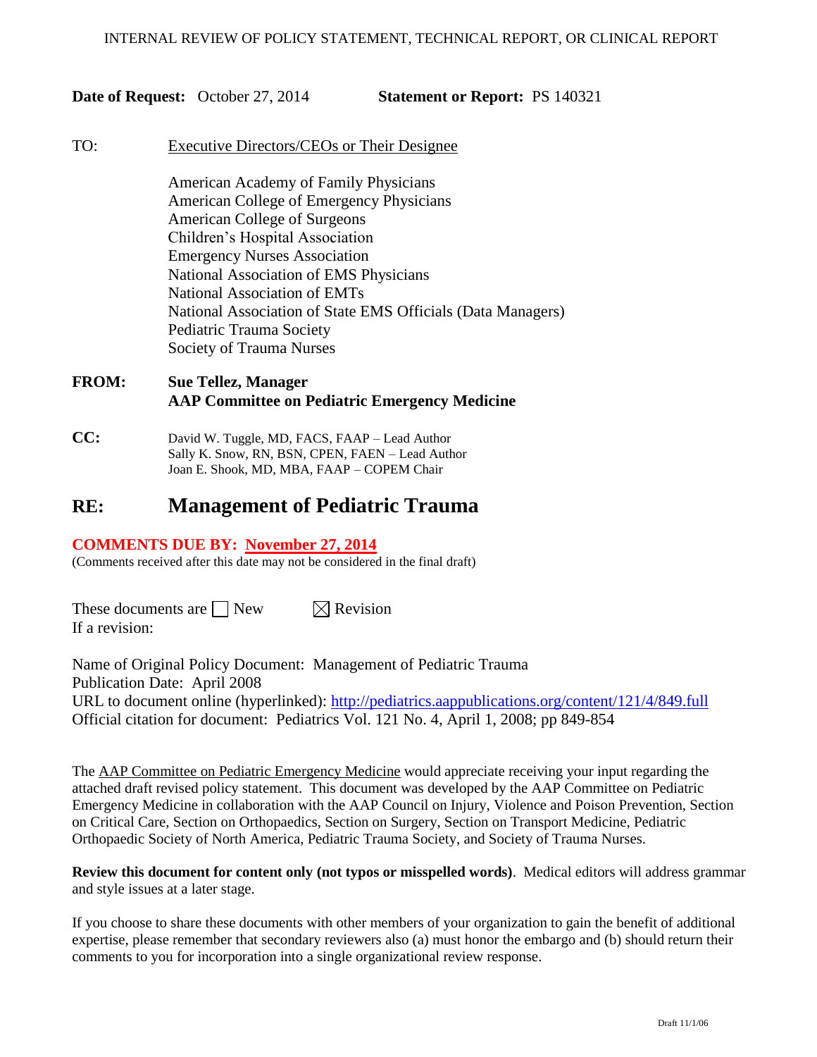INTERNAL REVIEW OF POLICY STATEMENT, TECHNICAL REPORT, OR CLINICAL REPORT

**Date of Request:** October 27, 2014 **Statement or Report:** PS 140321

TO: Executive Directors/CEOs or Their Designee

American Academy of Family Physicians
American College of Emergency Physicians
American College of Surgeons
Children's Hospital Association
Emergency Nurses Association
National Association of EMS Physicians
National Association of EMTs
National Association of State EMS Officials (Data Managers)
Pediatric Trauma Society
Society of Trauma Nurses

**FROM: Sue Tellez, Manager**
**AAP Committee on Pediatric Emergency Medicine**

**CC:** David W. Tuggle, MD, FACS, FAAP – Lead Author
Sally K. Snow, RN, BSN, CPEN, FAEN – Lead Author
Joan E. Shook, MD, MBA, FAAP – COPEM Chair

# RE: Management of Pediatric Trauma

**COMMENTS DUE BY: November 27, 2014**
(Comments received after this date may not be considered in the final draft)

These documents are ☐ New ☒ Revision
If a revision:

Name of Original Policy Document: Management of Pediatric Trauma
Publication Date: April 2008
URL to document online (hyperlinked): http://pediatrics.aappublications.org/content/121/4/849.full
Official citation for document: Pediatrics Vol. 121 No. 4, April 1, 2008; pp 849-854

The AAP Committee on Pediatric Emergency Medicine would appreciate receiving your input regarding the attached draft revised policy statement. This document was developed by the AAP Committee on Pediatric Emergency Medicine in collaboration with the AAP Council on Injury, Violence and Poison Prevention, Section on Critical Care, Section on Orthopaedics, Section on Surgery, Section on Transport Medicine, Pediatric Orthopaedic Society of North America, Pediatric Trauma Society, and Society of Trauma Nurses.

**Review this document for content only (not typos or misspelled words)**. Medical editors will address grammar and style issues at a later stage.

If you choose to share these documents with other members of your organization to gain the benefit of additional expertise, please remember that secondary reviewers also (a) must honor the embargo and (b) should return their comments to you for incorporation into a single organizational review response.

Draft 11/1/06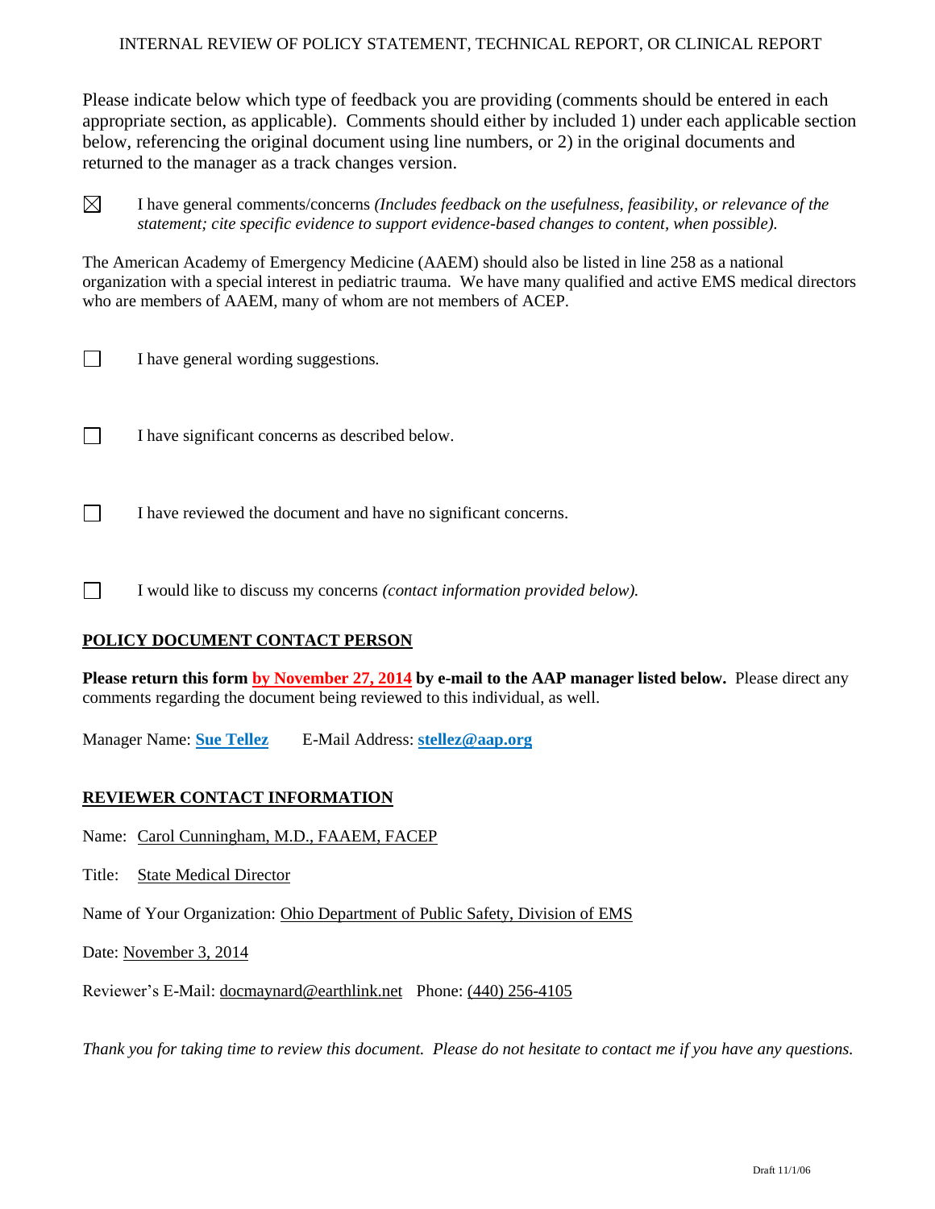INTERNAL REVIEW OF POLICY STATEMENT, TECHNICAL REPORT, OR CLINICAL REPORT

Please indicate below which type of feedback you are providing (comments should be entered in each appropriate section, as applicable). Comments should either by included 1) under each applicable section below, referencing the original document using line numbers, or 2) in the original documents and returned to the manager as a track changes version.

☒ I have general comments/concerns *(Includes feedback on the usefulness, feasibility, or relevance of the statement; cite specific evidence to support evidence-based changes to content, when possible).*

The American Academy of Emergency Medicine (AAEM) should also be listed in line 258 as a national organization with a special interest in pediatric trauma. We have many qualified and active EMS medical directors who are members of AAEM, many of whom are not members of ACEP.

☐ I have general wording suggestions.

☐ I have significant concerns as described below.

☐ I have reviewed the document and have no significant concerns.

☐ I would like to discuss my concerns *(contact information provided below).*

## POLICY DOCUMENT CONTACT PERSON

**Please return this form by November 27, 2014 by e-mail to the AAP manager listed below.** Please direct any comments regarding the document being reviewed to this individual, as well.

Manager Name: **Sue Tellez** E-Mail Address: **stellez@aap.org**

## REVIEWER CONTACT INFORMATION

Name: Carol Cunningham, M.D., FAAEM, FACEP

Title: State Medical Director

Name of Your Organization: Ohio Department of Public Safety, Division of EMS

Date: November 3, 2014

Reviewer's E-Mail: docmaynard@earthlink.net Phone: (440) 256-4105

*Thank you for taking time to review this document. Please do not hesitate to contact me if you have any questions.*

Draft 11/1/06